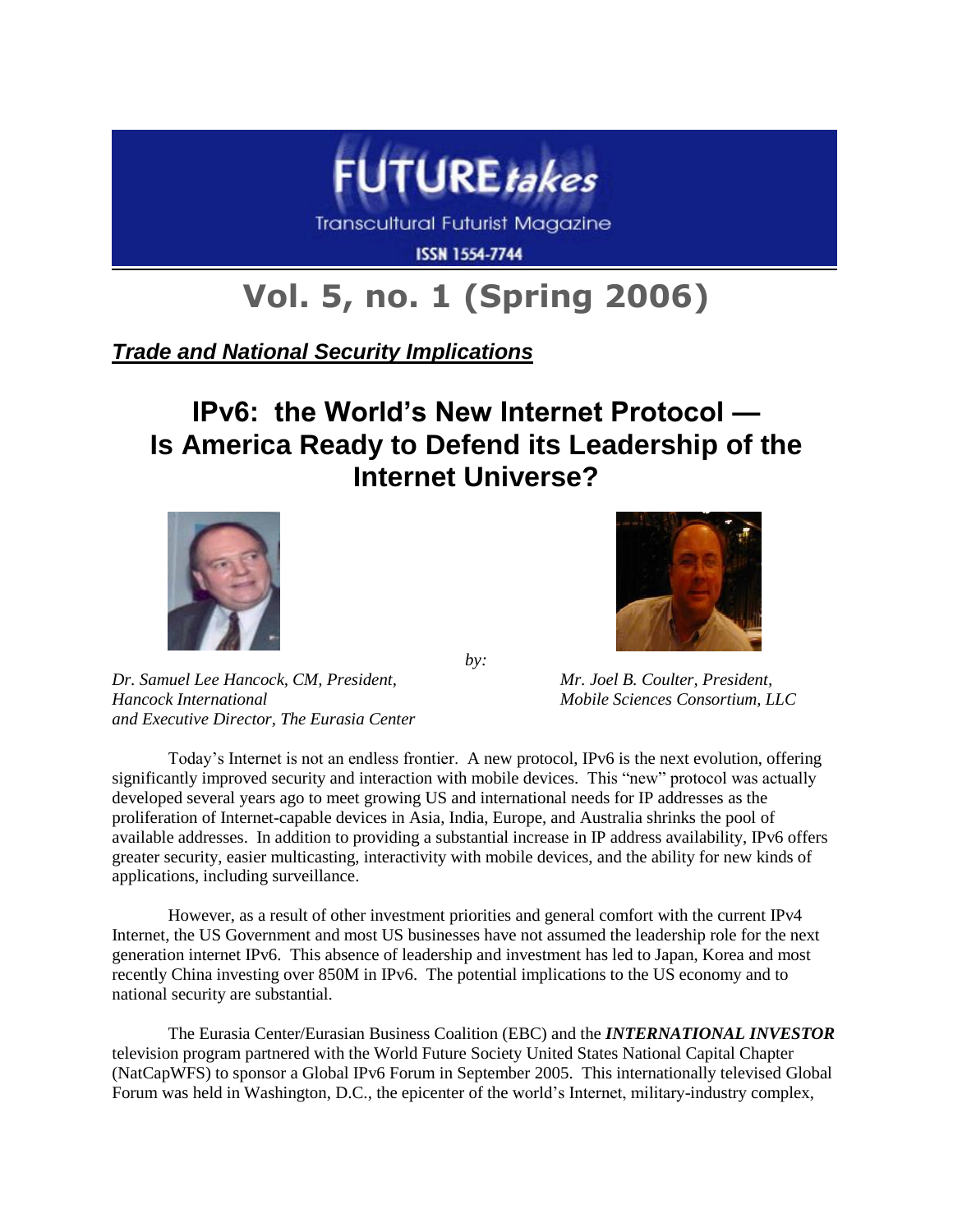# FUTURE*takes*

Transcultural Futurist Magazine

ISSN 1554-7744

## Vol. 5, no. 1 (Spring 2006)

***Trade and National Security Implications***

# IPv6: the World's New Internet Protocol — Is America Ready to Defend its Leadership of the Internet Universe?

*by:*

*Dr. Samuel Lee Hancock, CM, President, Hancock International and Executive Director, The Eurasia Center*

*Mr. Joel B. Coulter, President, Mobile Sciences Consortium, LLC*

Today's Internet is not an endless frontier. A new protocol, IPv6 is the next evolution, offering significantly improved security and interaction with mobile devices. This "new" protocol was actually developed several years ago to meet growing US and international needs for IP addresses as the proliferation of Internet-capable devices in Asia, India, Europe, and Australia shrinks the pool of available addresses. In addition to providing a substantial increase in IP address availability, IPv6 offers greater security, easier multicasting, interactivity with mobile devices, and the ability for new kinds of applications, including surveillance.

However, as a result of other investment priorities and general comfort with the current IPv4 Internet, the US Government and most US businesses have not assumed the leadership role for the next generation internet IPv6. This absence of leadership and investment has led to Japan, Korea and most recently China investing over 850M in IPv6. The potential implications to the US economy and to national security are substantial.

The Eurasia Center/Eurasian Business Coalition (EBC) and the ***INTERNATIONAL INVESTOR*** television program partnered with the World Future Society United States National Capital Chapter (NatCapWFS) to sponsor a Global IPv6 Forum in September 2005. This internationally televised Global Forum was held in Washington, D.C., the epicenter of the world's Internet, military-industry complex,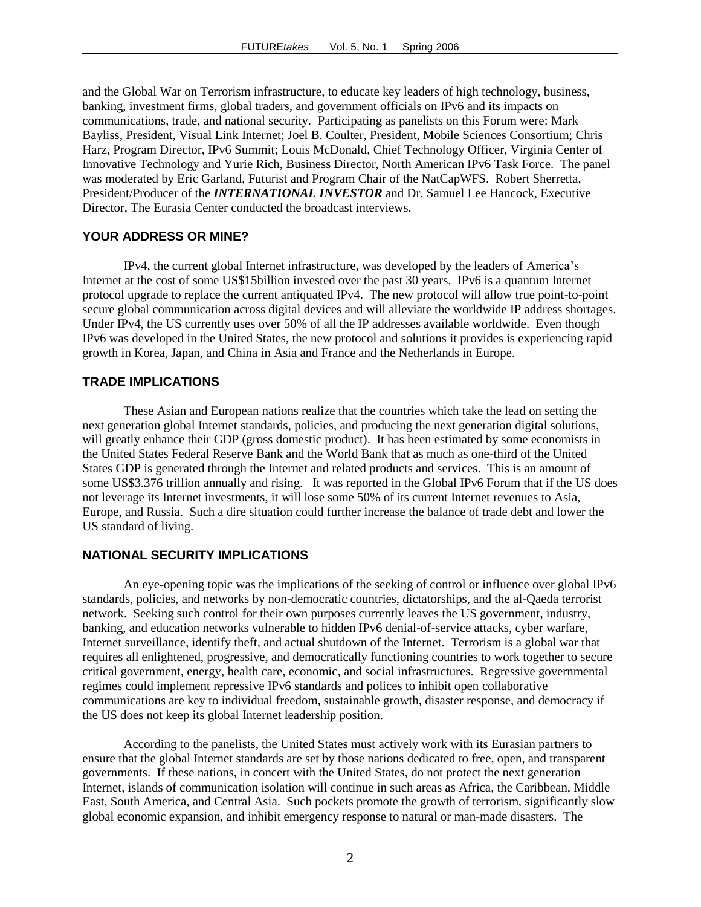and the Global War on Terrorism infrastructure, to educate key leaders of high technology, business, banking, investment firms, global traders, and government officials on IPv6 and its impacts on communications, trade, and national security. Participating as panelists on this Forum were: Mark Bayliss, President, Visual Link Internet; Joel B. Coulter, President, Mobile Sciences Consortium; Chris Harz, Program Director, IPv6 Summit; Louis McDonald, Chief Technology Officer, Virginia Center of Innovative Technology and Yurie Rich, Business Director, North American IPv6 Task Force. The panel was moderated by Eric Garland, Futurist and Program Chair of the NatCapWFS. Robert Sherretta, President/Producer of the ***INTERNATIONAL INVESTOR*** and Dr. Samuel Lee Hancock, Executive Director, The Eurasia Center conducted the broadcast interviews.

## YOUR ADDRESS OR MINE?

IPv4, the current global Internet infrastructure, was developed by the leaders of America's Internet at the cost of some US$15billion invested over the past 30 years. IPv6 is a quantum Internet protocol upgrade to replace the current antiquated IPv4. The new protocol will allow true point-to-point secure global communication across digital devices and will alleviate the worldwide IP address shortages. Under IPv4, the US currently uses over 50% of all the IP addresses available worldwide. Even though IPv6 was developed in the United States, the new protocol and solutions it provides is experiencing rapid growth in Korea, Japan, and China in Asia and France and the Netherlands in Europe.

## TRADE IMPLICATIONS

These Asian and European nations realize that the countries which take the lead on setting the next generation global Internet standards, policies, and producing the next generation digital solutions, will greatly enhance their GDP (gross domestic product). It has been estimated by some economists in the United States Federal Reserve Bank and the World Bank that as much as one-third of the United States GDP is generated through the Internet and related products and services. This is an amount of some US$3.376 trillion annually and rising. It was reported in the Global IPv6 Forum that if the US does not leverage its Internet investments, it will lose some 50% of its current Internet revenues to Asia, Europe, and Russia. Such a dire situation could further increase the balance of trade debt and lower the US standard of living.

## NATIONAL SECURITY IMPLICATIONS

An eye-opening topic was the implications of the seeking of control or influence over global IPv6 standards, policies, and networks by non-democratic countries, dictatorships, and the al-Qaeda terrorist network. Seeking such control for their own purposes currently leaves the US government, industry, banking, and education networks vulnerable to hidden IPv6 denial-of-service attacks, cyber warfare, Internet surveillance, identify theft, and actual shutdown of the Internet. Terrorism is a global war that requires all enlightened, progressive, and democratically functioning countries to work together to secure critical government, energy, health care, economic, and social infrastructures. Regressive governmental regimes could implement repressive IPv6 standards and polices to inhibit open collaborative communications are key to individual freedom, sustainable growth, disaster response, and democracy if the US does not keep its global Internet leadership position.

According to the panelists, the United States must actively work with its Eurasian partners to ensure that the global Internet standards are set by those nations dedicated to free, open, and transparent governments. If these nations, in concert with the United States, do not protect the next generation Internet, islands of communication isolation will continue in such areas as Africa, the Caribbean, Middle East, South America, and Central Asia. Such pockets promote the growth of terrorism, significantly slow global economic expansion, and inhibit emergency response to natural or man-made disasters. The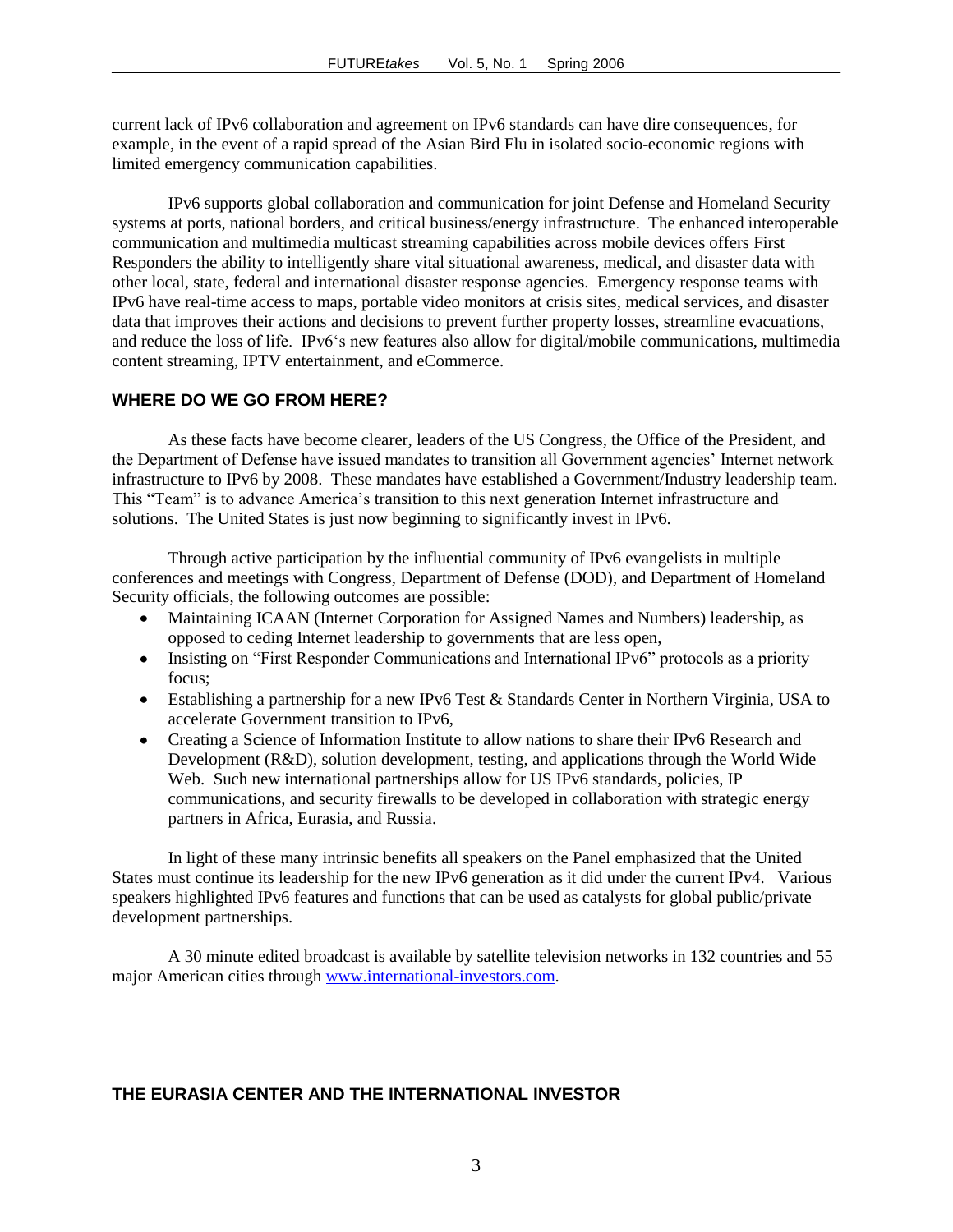current lack of IPv6 collaboration and agreement on IPv6 standards can have dire consequences, for example, in the event of a rapid spread of the Asian Bird Flu in isolated socio-economic regions with limited emergency communication capabilities.

IPv6 supports global collaboration and communication for joint Defense and Homeland Security systems at ports, national borders, and critical business/energy infrastructure. The enhanced interoperable communication and multimedia multicast streaming capabilities across mobile devices offers First Responders the ability to intelligently share vital situational awareness, medical, and disaster data with other local, state, federal and international disaster response agencies. Emergency response teams with IPv6 have real-time access to maps, portable video monitors at crisis sites, medical services, and disaster data that improves their actions and decisions to prevent further property losses, streamline evacuations, and reduce the loss of life. IPv6's new features also allow for digital/mobile communications, multimedia content streaming, IPTV entertainment, and eCommerce.

## WHERE DO WE GO FROM HERE?

As these facts have become clearer, leaders of the US Congress, the Office of the President, and the Department of Defense have issued mandates to transition all Government agencies' Internet network infrastructure to IPv6 by 2008. These mandates have established a Government/Industry leadership team. This "Team" is to advance America's transition to this next generation Internet infrastructure and solutions. The United States is just now beginning to significantly invest in IPv6.

Through active participation by the influential community of IPv6 evangelists in multiple conferences and meetings with Congress, Department of Defense (DOD), and Department of Homeland Security officials, the following outcomes are possible:

- Maintaining ICAAN (Internet Corporation for Assigned Names and Numbers) leadership, as opposed to ceding Internet leadership to governments that are less open,
- Insisting on "First Responder Communications and International IPv6" protocols as a priority focus;
- Establishing a partnership for a new IPv6 Test & Standards Center in Northern Virginia, USA to accelerate Government transition to IPv6,
- Creating a Science of Information Institute to allow nations to share their IPv6 Research and Development (R&D), solution development, testing, and applications through the World Wide Web. Such new international partnerships allow for US IPv6 standards, policies, IP communications, and security firewalls to be developed in collaboration with strategic energy partners in Africa, Eurasia, and Russia.

In light of these many intrinsic benefits all speakers on the Panel emphasized that the United States must continue its leadership for the new IPv6 generation as it did under the current IPv4. Various speakers highlighted IPv6 features and functions that can be used as catalysts for global public/private development partnerships.

A 30 minute edited broadcast is available by satellite television networks in 132 countries and 55 major American cities through www.international-investors.com.

## THE EURASIA CENTER AND THE INTERNATIONAL INVESTOR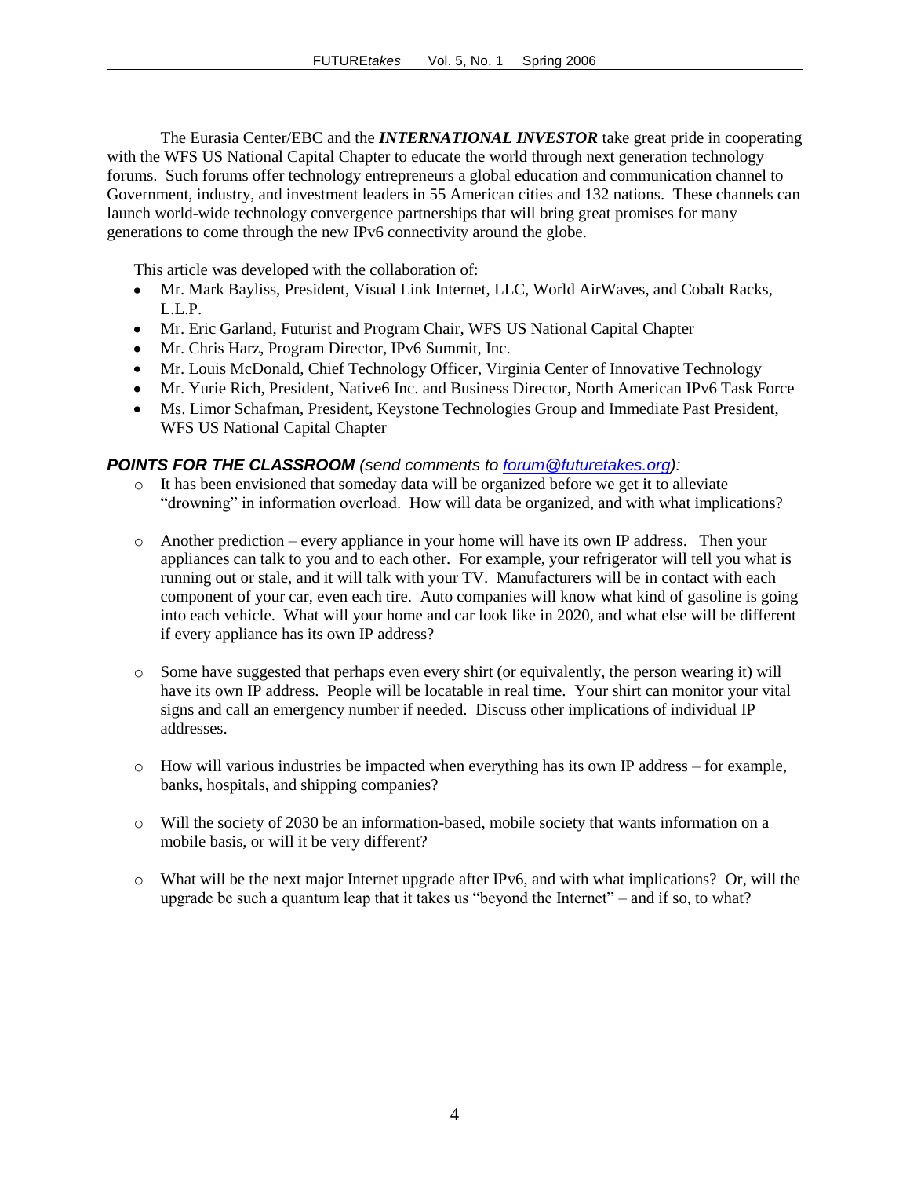The Eurasia Center/EBC and the ***INTERNATIONAL INVESTOR*** take great pride in cooperating with the WFS US National Capital Chapter to educate the world through next generation technology forums. Such forums offer technology entrepreneurs a global education and communication channel to Government, industry, and investment leaders in 55 American cities and 132 nations. These channels can launch world-wide technology convergence partnerships that will bring great promises for many generations to come through the new IPv6 connectivity around the globe.

This article was developed with the collaboration of:

- Mr. Mark Bayliss, President, Visual Link Internet, LLC, World AirWaves, and Cobalt Racks, L.L.P.
- Mr. Eric Garland, Futurist and Program Chair, WFS US National Capital Chapter
- Mr. Chris Harz, Program Director, IPv6 Summit, Inc.
- Mr. Louis McDonald, Chief Technology Officer, Virginia Center of Innovative Technology
- Mr. Yurie Rich, President, Native6 Inc. and Business Director, North American IPv6 Task Force
- Ms. Limor Schafman, President, Keystone Technologies Group and Immediate Past President, WFS US National Capital Chapter

***POINTS FOR THE CLASSROOM*** *(send comments to forum@futuretakes.org):*

- It has been envisioned that someday data will be organized before we get it to alleviate "drowning" in information overload. How will data be organized, and with what implications?

- Another prediction – every appliance in your home will have its own IP address. Then your appliances can talk to you and to each other. For example, your refrigerator will tell you what is running out or stale, and it will talk with your TV. Manufacturers will be in contact with each component of your car, even each tire. Auto companies will know what kind of gasoline is going into each vehicle. What will your home and car look like in 2020, and what else will be different if every appliance has its own IP address?

- Some have suggested that perhaps even every shirt (or equivalently, the person wearing it) will have its own IP address. People will be locatable in real time. Your shirt can monitor your vital signs and call an emergency number if needed. Discuss other implications of individual IP addresses.

- How will various industries be impacted when everything has its own IP address – for example, banks, hospitals, and shipping companies?

- Will the society of 2030 be an information-based, mobile society that wants information on a mobile basis, or will it be very different?

- What will be the next major Internet upgrade after IPv6, and with what implications? Or, will the upgrade be such a quantum leap that it takes us "beyond the Internet" – and if so, to what?